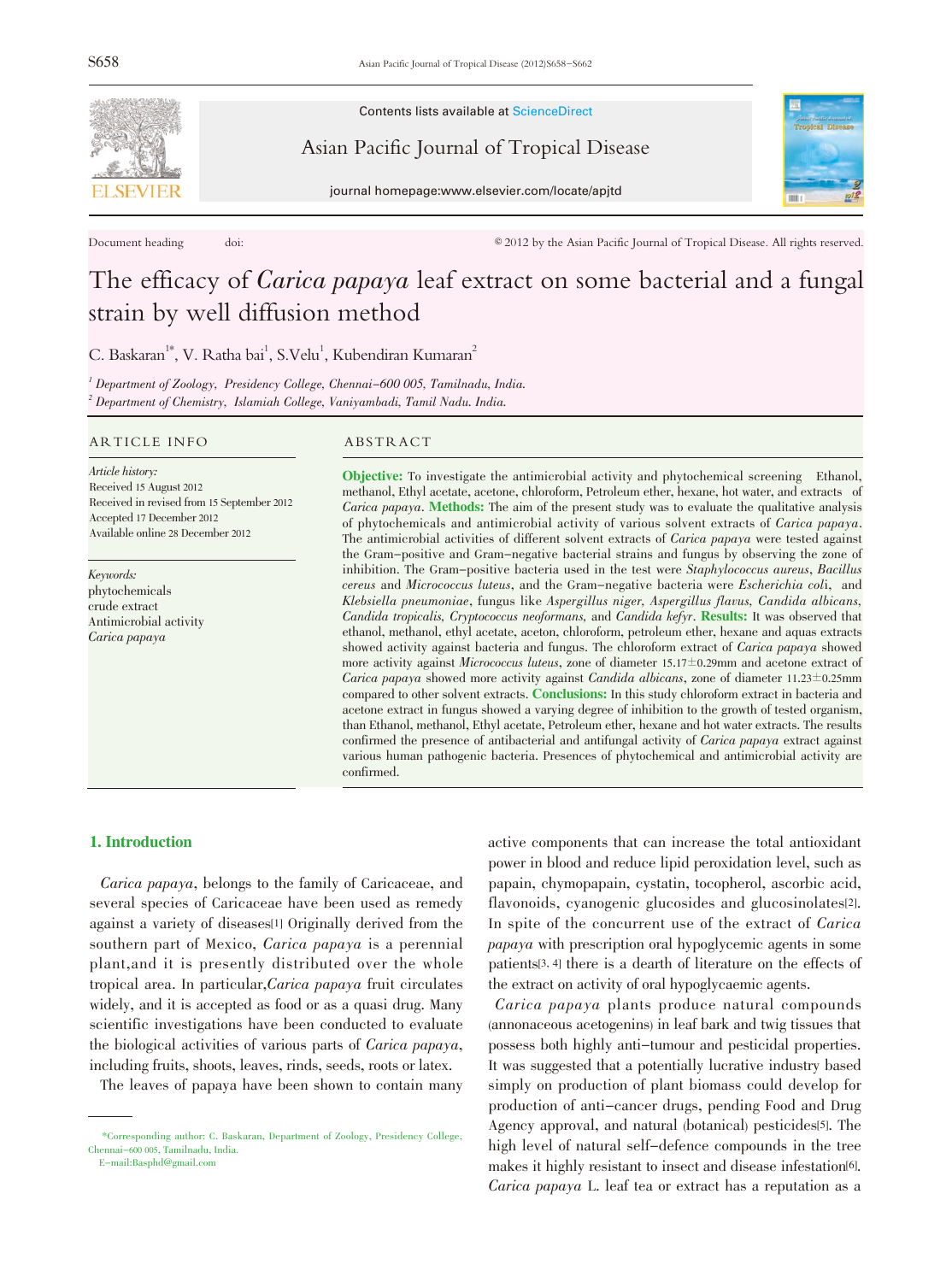Contents lists available at ScienceDirect

Asian Pacific Journal of Tropical Disease

journal homepage:www.elsevier.com/locate/apjtd

Document heading doi: © 2012 by the Asian Pacific Journal of Tropical Disease. All rights reserved.

# The efficacy of *Carica papaya* leaf extract on some bacterial and a fungal strain by well diffusion method

C. Baskaran[1*], V. Ratha bai[1], S.Velu[1], Kubendiran Kumaran[2]

[1] Department of Zoology, Presidency College, Chennai–600 005, Tamilnadu, India.

[2] Department of Chemistry, Islamiah College, Vaniyambadi, Tamil Nadu. India.

**ARTICLE INFO**

*Article history:*
Received 15 August 2012
Received in revised from 15 September 2012
Accepted 17 December 2012
Available online 28 December 2012

*Keywords:*
phytochemicals
crude extract
Antimicrobial activity
*Carica papaya*

**ABSTRACT**

**Objective:** To investigate the antimicrobial activity and phytochemical screening Ethanol, methanol, Ethyl acetate, acetone, chloroform, Petroleum ether, hexane, hot water, and extracts of *Carica papaya*. **Methods:** The aim of the present study was to evaluate the qualitative analysis of phytochemicals and antimicrobial activity of various solvent extracts of *Carica papaya*. The antimicrobial activities of different solvent extracts of *Carica papaya* were tested against the Gram–positive and Gram–negative bacterial strains and fungus by observing the zone of inhibition. The Gram–positive bacteria used in the test were *Staphylococcus aureus*, *Bacillus cereus* and *Micrococcus luteus*, and the Gram–negative bacteria were *Escherichia coli*, and *Klebsiella pneumoniae*, fungus like *Aspergillus niger*, *Aspergillus flavus*, *Candida albicans*, *Candida tropicalis*, *Cryptococcus neoformans*, and *Candida kefyr*. **Results:** It was observed that ethanol, methanol, ethyl acetate, aceton, chloroform, petroleum ether, hexane and aquas extracts showed activity against bacteria and fungus. The chloroform extract of *Carica papaya* showed more activity against *Micrococcus luteus*, zone of diameter 15.17±0.29mm and acetone extract of *Carica papaya* showed more activity against *Candida albicans*, zone of diameter 11.23±0.25mm compared to other solvent extracts. **Conclusions:** In this study chloroform extract in bacteria and acetone extract in fungus showed a varying degree of inhibition to the growth of tested organism, than Ethanol, methanol, Ethyl acetate, Petroleum ether, hexane and hot water extracts. The results confirmed the presence of antibacterial and antifungal activity of *Carica papaya* extract against various human pathogenic bacteria. Presences of phytochemical and antimicrobial activity are confirmed.

## 1. Introduction

*Carica papaya*, belongs to the family of Caricaceae, and several species of Caricaceae have been used as remedy against a variety of diseases[1] Originally derived from the southern part of Mexico, *Carica papaya* is a perennial plant,and it is presently distributed over the whole tropical area. In particular,*Carica papaya* fruit circulates widely, and it is accepted as food or as a quasi drug. Many scientific investigations have been conducted to evaluate the biological activities of various parts of *Carica papaya*, including fruits, shoots, leaves, rinds, seeds, roots or latex.

The leaves of papaya have been shown to contain many active components that can increase the total antioxidant power in blood and reduce lipid peroxidation level, such as papain, chymopapain, cystatin, tocopherol, ascorbic acid, flavonoids, cyanogenic glucosides and glucosinolates[2]. In spite of the concurrent use of the extract of *Carica papaya* with prescription oral hypoglycemic agents in some patients[3, 4] there is a dearth of literature on the effects of the extract on activity of oral hypoglycaemic agents.

*Carica papaya* plants produce natural compounds (annonaceous acetogenins) in leaf bark and twig tissues that possess both highly anti–tumour and pesticidal properties. It was suggested that a potentially lucrative industry based simply on production of plant biomass could develop for production of anti–cancer drugs, pending Food and Drug Agency approval, and natural (botanical) pesticides[5]. The high level of natural self–defence compounds in the tree makes it highly resistant to insect and disease infestation[6]. *Carica papaya* L. leaf tea or extract has a reputation as a

*Corresponding author: C. Baskaran, Department of Zoology, Presidency College, Chennai–600 005, Tamilnadu, India.
E–mail:Basphd@gmail.com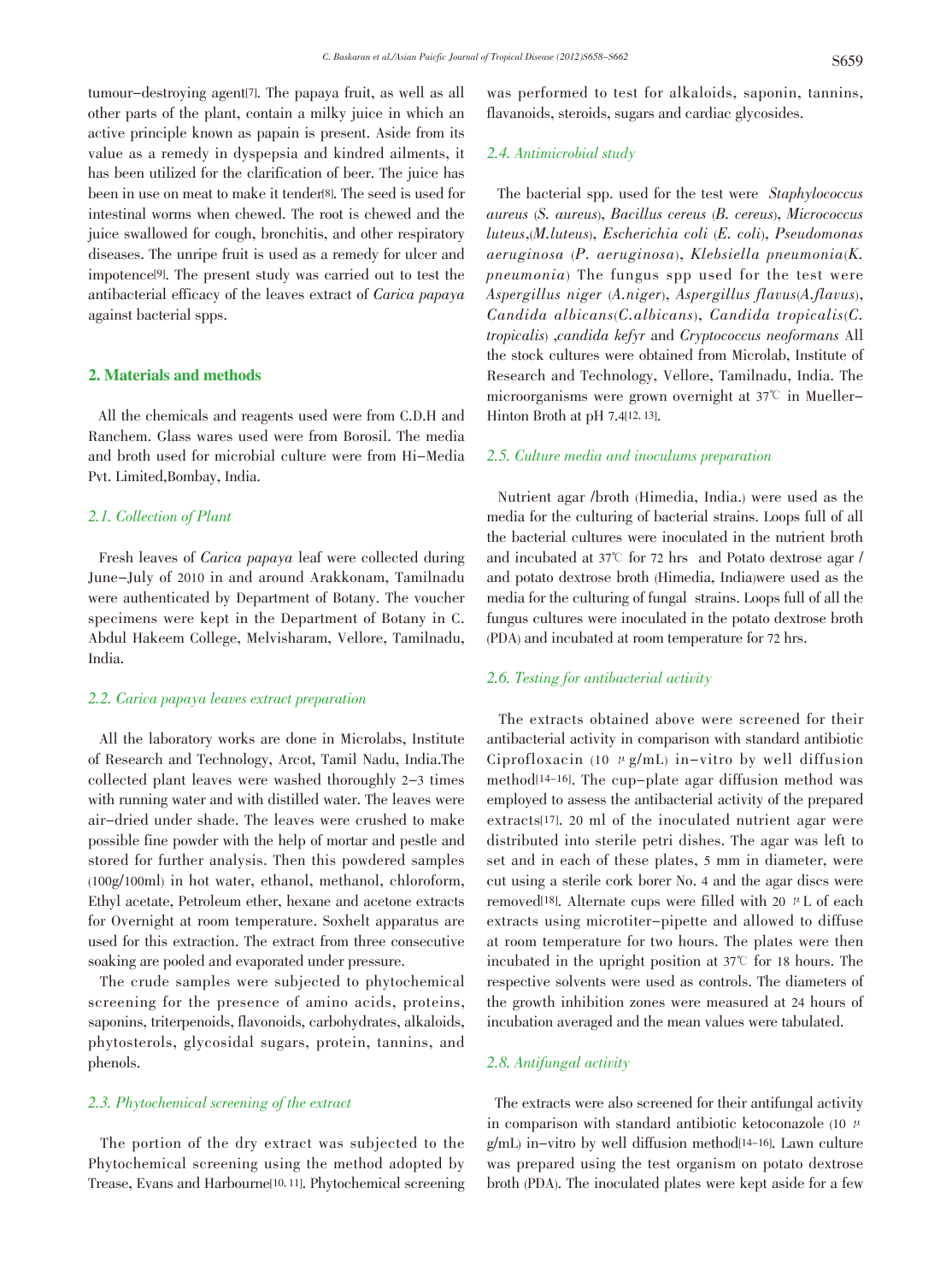tumour–destroying agent[7]. The papaya fruit, as well as all other parts of the plant, contain a milky juice in which an active principle known as papain is present. Aside from its value as a remedy in dyspepsia and kindred ailments, it has been utilized for the clarification of beer. The juice has been in use on meat to make it tender[8]. The seed is used for intestinal worms when chewed. The root is chewed and the juice swallowed for cough, bronchitis, and other respiratory diseases. The unripe fruit is used as a remedy for ulcer and impotence[9]. The present study was carried out to test the antibacterial efficacy of the leaves extract of *Carica papaya* against bacterial spps.

## 2. Materials and methods

All the chemicals and reagents used were from C.D.H and Ranchem. Glass wares used were from Borosil. The media and broth used for microbial culture were from Hi–Media Pvt. Limited,Bombay, India.

### 2.1. Collection of Plant

Fresh leaves of *Carica papaya* leaf were collected during June–July of 2010 in and around Arakkonam, Tamilnadu were authenticated by Department of Botany. The voucher specimens were kept in the Department of Botany in C. Abdul Hakeem College, Melvisharam, Vellore, Tamilnadu, India.

### 2.2. Carica papaya leaves extract preparation

All the laboratory works are done in Microlabs, Institute of Research and Technology, Arcot, Tamil Nadu, India.The collected plant leaves were washed thoroughly 2–3 times with running water and with distilled water. The leaves were air–dried under shade. The leaves were crushed to make possible fine powder with the help of mortar and pestle and stored for further analysis. Then this powdered samples (100g/100ml) in hot water, ethanol, methanol, chloroform, Ethyl acetate, Petroleum ether, hexane and acetone extracts for Overnight at room temperature. Soxhelt apparatus are used for this extraction. The extract from three consecutive soaking are pooled and evaporated under pressure.

The crude samples were subjected to phytochemical screening for the presence of amino acids, proteins, saponins, triterpenoids, flavonoids, carbohydrates, alkaloids, phytosterols, glycosidal sugars, protein, tannins, and phenols.

### 2.3. Phytochemical screening of the extract

The portion of the dry extract was subjected to the Phytochemical screening using the method adopted by Trease, Evans and Harbourne[10, 11]. Phytochemical screening was performed to test for alkaloids, saponin, tannins, flavanoids, steroids, sugars and cardiac glycosides.

### 2.4. Antimicrobial study

The bacterial spp. used for the test were *Staphylococcus aureus* (*S. aureus*), *Bacillus cereus* (*B. cereus*), *Micrococcus luteus*,(*M.luteus*), *Escherichia coli* (*E. coli*), *Pseudomonas aeruginosa* (*P. aeruginosa*), *Klebsiella pneumonia*(*K. pneumonia*) The fungus spp used for the test were *Aspergillus niger* (*A.niger*), *Aspergillus flavus*(*A.flavus*), *Candida albicans*(*C.albicans*), *Candida tropicalis*(*C. tropicalis*) ,*candida kefyr* and *Cryptococcus neoformans* All the stock cultures were obtained from Microlab, Institute of Research and Technology, Vellore, Tamilnadu, India. The microorganisms were grown overnight at 37℃ in Mueller–Hinton Broth at pH 7.4[12, 13].

### 2.5. Culture media and inoculums preparation

Nutrient agar /broth (Himedia, India.) were used as the media for the culturing of bacterial strains. Loops full of all the bacterial cultures were inoculated in the nutrient broth and incubated at 37℃ for 72 hrs and Potato dextrose agar / and potato dextrose broth (Himedia, India)were used as the media for the culturing of fungal strains. Loops full of all the fungus cultures were inoculated in the potato dextrose broth (PDA) and incubated at room temperature for 72 hrs.

### 2.6. Testing for antibacterial activity

The extracts obtained above were screened for their antibacterial activity in comparison with standard antibiotic Ciprofloxacin (10 μg/mL) in–vitro by well diffusion method[14–16]. The cup–plate agar diffusion method was employed to assess the antibacterial activity of the prepared extracts[17]. 20 ml of the inoculated nutrient agar were distributed into sterile petri dishes. The agar was left to set and in each of these plates, 5 mm in diameter, were cut using a sterile cork borer No. 4 and the agar discs were removed[18]. Alternate cups were filled with 20 μL of each extracts using microtiter–pipette and allowed to diffuse at room temperature for two hours. The plates were then incubated in the upright position at 37℃ for 18 hours. The respective solvents were used as controls. The diameters of the growth inhibition zones were measured at 24 hours of incubation averaged and the mean values were tabulated.

### 2.8. Antifungal activity

The extracts were also screened for their antifungal activity in comparison with standard antibiotic ketoconazole (10 μg/mL) in–vitro by well diffusion method[14–16]. Lawn culture was prepared using the test organism on potato dextrose broth (PDA). The inoculated plates were kept aside for a few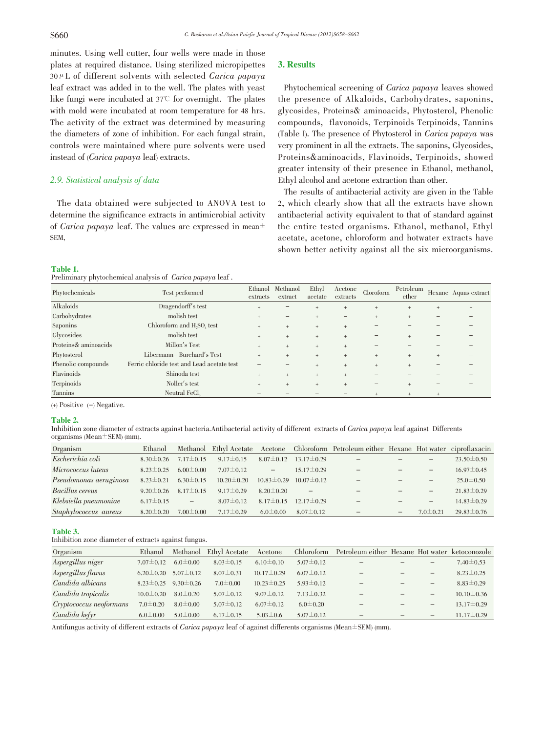minutes. Using well cutter, four wells were made in those plates at required distance. Using sterilized micropipettes 30 μL of different solvents with selected *Carica papaya* leaf extract was added in to the well. The plates with yeast like fungi were incubated at 37℃ for overnight. The plates with mold were incubated at room temperature for 48 hrs. The activity of the extract was determined by measuring the diameters of zone of inhibition. For each fungal strain, controls were maintained where pure solvents were used instead of (*Carica papaya* leaf) extracts.

### 2.9. Statistical analysis of data

The data obtained were subjected to ANOVA test to determine the significance extracts in antimicrobial activity of *Carica papaya* leaf. The values are expressed in mean± SEM,

## 3. Results

Phytochemical screening of *Carica papaya* leaves showed the presence of Alkaloids, Carbohydrates, saponins, glycosides, Proteins& aminoacids, Phytosterol, Phenolic compounds, flavonoids, Terpinoids Terpinoids, Tannins (Table I). The presence of Phytosterol in *Carica papaya* was very prominent in all the extracts. The saponins, Glycosides, Proteins&aminoacids, Flavinoids, Terpinoids, showed greater intensity of their presence in Ethanol, methanol, Ethyl alcohol and acetone extraction than other.

The results of antibacterial activity are given in the Table 2, which clearly show that all the extracts have shown antibacterial activity equivalent to that of standard against the entire tested organisms. Ethanol, methanol, Ethyl acetate, acetone, chloroform and hotwater extracts have shown better activity against all the six microorganisms.

**Table 1.**
Preliminary phytochemical analysis of *Carica papaya* leaf .

| Phytochemicals | Test performed | Ethanol extracts | Methanol extract | Ethyl acetate | Acetone extracts | Cloroform | Petroleum ether | Hexane | Aquas extract |
|---|---|---|---|---|---|---|---|---|---|
| Alkaloids | Dragendorff's test | + | – | + | + | + | + | + | + |
| Carbohydrates | molish test | + | – | + | – | + | + | – | – |
| Saponins | Chloroform and $H_2SO_4$ test | + | + | + | + | – | – | – | – |
| Glycosides | molish test | + | + | + | + | – | + | – | – |
| Proteins& aminoacids | Millon's Test | + | + | + | + | – | – | – | – |
| Phytosterol | Libermann– Burchard's Test | + | + | + | + | + | + | + | – |
| Phenolic compounds | Ferric chloride test and Lead acetate test | – | – | + | + | + | + | – | – |
| Flavinoids | Shinoda test | + | + | + | + | – | – | – | – |
| Terpinoids | Noller's test | + | + | + | + | – | + | – | – |
| Tannins | Neutral $FeCl_3$ | – | – | – | – | + | + | + | |

(+) Positive (–) Negative.

**Table 2.**
Inhibition zone diameter of extracts against bacteria.Antibacterial activity of different extracts of *Carica papaya* leaf against Differents organisms (Mean±SEM) (mm).

| Organism | Ethanol | Methanol | Ethyl Acetate | Acetone | Chloroform | Petroleum either | Hexane | Hot water | ciproflaxacin |
|---|---|---|---|---|---|---|---|---|---|
| *Escherichia coli* | 8.30±0.26 | 7.17±0.15 | 9.17±0.15 | 8.07±0.12 | 13.17±0.29 | – | – | – | 23.50±0.50 |
| *Micrococcus luteus* | 8.23±0.25 | 6.00±0.00 | 7.07±0.12 | – | 15.17±0.29 | – | – | – | 16.97±0.45 |
| *Pseudomonas aeruginosa* | 8.23±0.21 | 6.30±0.15 | 10.20±0.20 | 10.83±0.29 | 10.07±0.12 | – | – | – | 25.0±0.50 |
| *Bacillus cereus* | 9.20±0.26 | 8.17±0.15 | 9.17±0.29 | 8.20±0.20 | – | – | – | – | 21.83±0.29 |
| *Klebsiella pneumoniae* | 6.17±0.15 | – | 8.07±0.12 | 8.17±0.15 | 12.17±0.29 | – | – | – | 14.83±0.29 |
| *Staphylococcus aureus* | 8.20±0.20 | 7.00±0.00 | 7.17±0.29 | 6.0±0.00 | 8.07±0.12 | – | – | 7.0±0.21 | 29.83±0.76 |

**Table 3.**
Inhibition zone diameter of extracts against fungus.

| Organism | Ethanol | Methanol | Ethyl Acetate | Acetone | Chloroform | Petroleum either | Hexane | Hot water | ketoconozole |
|---|---|---|---|---|---|---|---|---|---|
| *Aspergillus niger* | 7.07±0.12 | 6.0±0.00 | 8.03±0.15 | 6.10±0.10 | 5.07±0.12 | – | – | – | 7.40±0.53 |
| *Aspergillus flavus* | 6.20±0.20 | 5.07±0.12 | 8.07±0.31 | 10.17±0.29 | 6.07±0.12 | – | – | – | 8.23±0.25 |
| *Candida albicans* | 8.23±0.25 | 9.30±0.26 | 7.0±0.00 | 10.23±0.25 | 5.93±0.12 | – | – | – | 8.83±0.29 |
| *Candida tropicalis* | 10.0±0.20 | 8.0±0.20 | 5.07±0.12 | 9.07±0.12 | 7.13±0.32 | – | – | – | 10.10±0.36 |
| *Cryptococcus neoformans* | 7.0±0.20 | 8.0±0.00 | 5.07±0.12 | 6.07±0.12 | 6.0±0.20 | – | – | – | 13.17±0.29 |
| *Candida kefyr* | 6.0±0.00 | 5.0±0.00 | 6.17±0.15 | 5.03±0.6 | 5.07±0.12 | – | – | – | 11.17±0.29 |

Antifungus activity of different extracts of *Carica papaya* leaf of against differents organisms (Mean±SEM) (mm).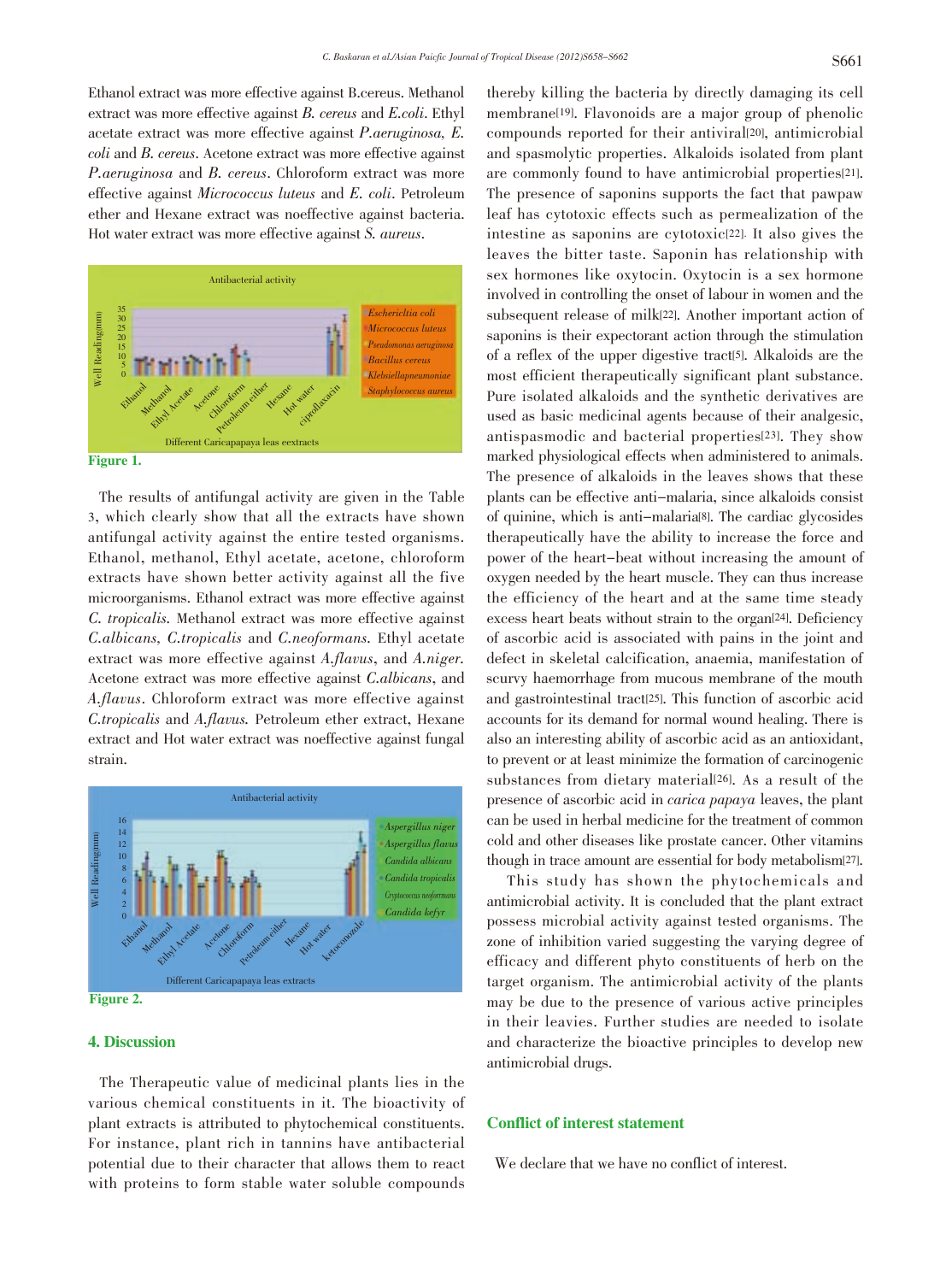Ethanol extract was more effective against B.cereus. Methanol extract was more effective against *B. cereus* and *E.coli*. Ethyl acetate extract was more effective against *P.aeruginosa, E. coli* and *B. cereus*. Acetone extract was more effective against *P.aeruginosa* and *B. cereus*. Chloroform extract was more effective against *Micrococcus luteus* and *E. coli*. Petroleum ether and Hexane extract was noeffective against bacteria. Hot water extract was more effective against *S. aureus*.

**Figure 1.**

The results of antifungal activity are given in the Table 3, which clearly show that all the extracts have shown antifungal activity against the entire tested organisms. Ethanol, methanol, Ethyl acetate, acetone, chloroform extracts have shown better activity against all the five microorganisms. Ethanol extract was more effective against *C. tropicalis*. Methanol extract was more effective against *C.albicans, C.tropicalis* and *C.neoformans*. Ethyl acetate extract was more effective against *A.flavus*, and *A.niger*. Acetone extract was more effective against *C.albicans*, and *A.flavus*. Chloroform extract was more effective against *C.tropicalis* and *A.flavus*. Petroleum ether extract, Hexane extract and Hot water extract was noeffective against fungal strain.

**Figure 2.**

## 4. Discussion

The Therapeutic value of medicinal plants lies in the various chemical constituents in it. The bioactivity of plant extracts is attributed to phytochemical constituents. For instance, plant rich in tannins have antibacterial potential due to their character that allows them to react with proteins to form stable water soluble compounds thereby killing the bacteria by directly damaging its cell membrane[19]. Flavonoids are a major group of phenolic compounds reported for their antiviral[20], antimicrobial and spasmolytic properties. Alkaloids isolated from plant are commonly found to have antimicrobial properties[21]. The presence of saponins supports the fact that pawpaw leaf has cytotoxic effects such as permealization of the intestine as saponins are cytotoxic[22]. It also gives the leaves the bitter taste. Saponin has relationship with sex hormones like oxytocin. Oxytocin is a sex hormone involved in controlling the onset of labour in women and the subsequent release of milk[22]. Another important action of saponins is their expectorant action through the stimulation of a reflex of the upper digestive tract[5]. Alkaloids are the most efficient therapeutically significant plant substance. Pure isolated alkaloids and the synthetic derivatives are used as basic medicinal agents because of their analgesic, antispasmodic and bacterial properties[23]. They show marked physiological effects when administered to animals. The presence of alkaloids in the leaves shows that these plants can be effective anti–malaria, since alkaloids consist of quinine, which is anti–malaria[8]. The cardiac glycosides therapeutically have the ability to increase the force and power of the heart–beat without increasing the amount of oxygen needed by the heart muscle. They can thus increase the efficiency of the heart and at the same time steady excess heart beats without strain to the organ[24]. Deficiency of ascorbic acid is associated with pains in the joint and defect in skeletal calcification, anaemia, manifestation of scurvy haemorrhage from mucous membrane of the mouth and gastrointestinal tract[25]. This function of ascorbic acid accounts for its demand for normal wound healing. There is also an interesting ability of ascorbic acid as an antioxidant, to prevent or at least minimize the formation of carcinogenic substances from dietary material[26]. As a result of the presence of ascorbic acid in *carica papaya* leaves, the plant can be used in herbal medicine for the treatment of common cold and other diseases like prostate cancer. Other vitamins though in trace amount are essential for body metabolism[27].

This study has shown the phytochemicals and antimicrobial activity. It is concluded that the plant extract possess microbial activity against tested organisms. The zone of inhibition varied suggesting the varying degree of efficacy and different phyto constituents of herb on the target organism. The antimicrobial activity of the plants may be due to the presence of various active principles in their leavies. Further studies are needed to isolate and characterize the bioactive principles to develop new antimicrobial drugs.

## Conflict of interest statement

We declare that we have no conflict of interest.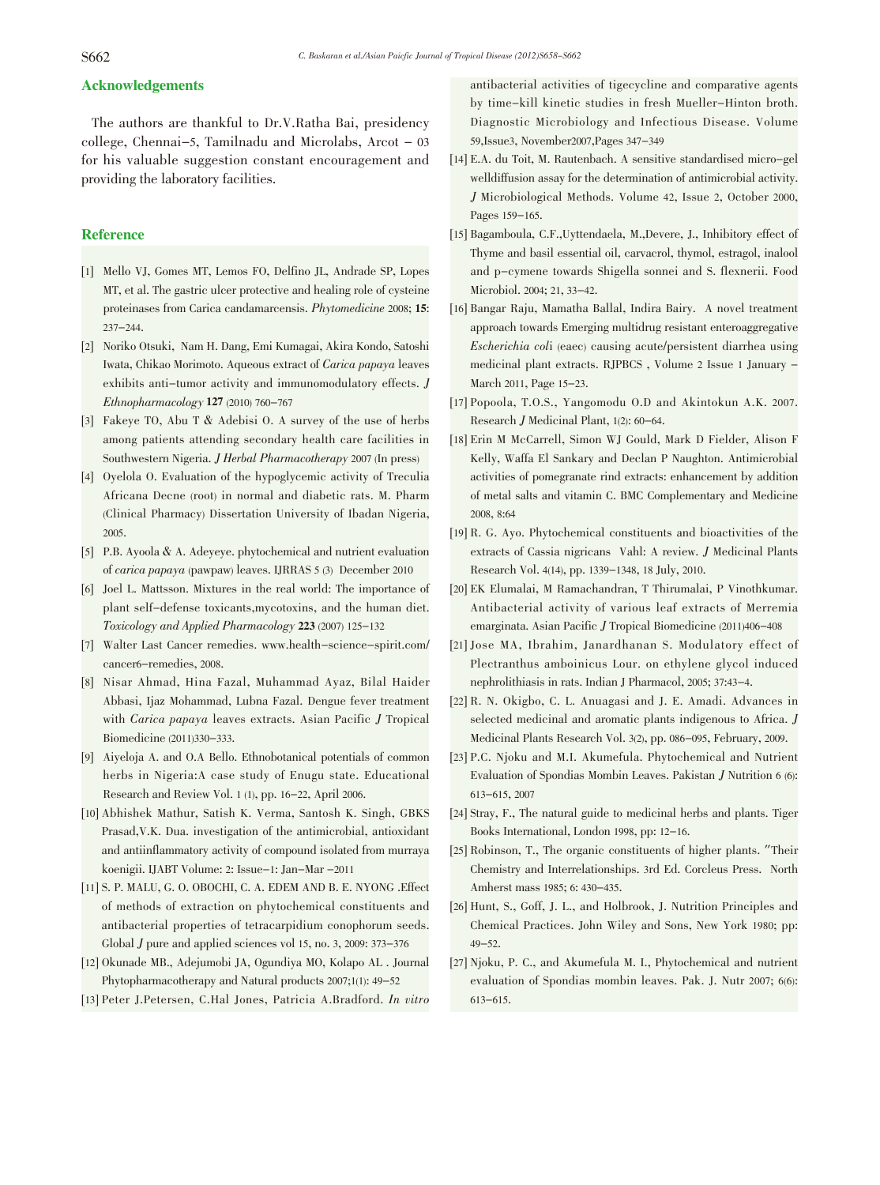## Acknowledgements

The authors are thankful to Dr.V.Ratha Bai, presidency college, Chennai-5, Tamilnadu and Microlabs, Arcot – 03 for his valuable suggestion constant encouragement and providing the laboratory facilities.

## Reference

[1] Mello VJ, Gomes MT, Lemos FO, Delfino JL, Andrade SP, Lopes MT, et al. The gastric ulcer protective and healing role of cysteine proteinases from Carica candamarcensis. *Phytomedicine* 2008; **15**: 237-244.

[2] Noriko Otsuki, Nam H. Dang, Emi Kumagai, Akira Kondo, Satoshi Iwata, Chikao Morimoto. Aqueous extract of *Carica papaya* leaves exhibits anti-tumor activity and immunomodulatory effects. *J Ethnopharmacology* **127** (2010) 760-767

[3] Fakeye TO, Abu T & Adebisi O. A survey of the use of herbs among patients attending secondary health care facilities in Southwestern Nigeria. *J Herbal Pharmacotherapy* 2007 (In press)

[4] Oyelola O. Evaluation of the hypoglycemic activity of Treculia Africana Decne (root) in normal and diabetic rats. M. Pharm (Clinical Pharmacy) Dissertation University of Ibadan Nigeria, 2005.

[5] P.B. Ayoola & A. Adeyeye. phytochemical and nutrient evaluation of *carica papaya* (pawpaw) leaves. IJRRAS 5 (3) December 2010

[6] Joel L. Mattsson. Mixtures in the real world: The importance of plant self-defense toxicants,mycotoxins, and the human diet. *Toxicology and Applied Pharmacology* **223** (2007) 125-132

[7] Walter Last Cancer remedies. www.health-science-spirit.com/cancer6-remedies, 2008.

[8] Nisar Ahmad, Hina Fazal, Muhammad Ayaz, Bilal Haider Abbasi, Ijaz Mohammad, Lubna Fazal. Dengue fever treatment with *Carica papaya* leaves extracts. Asian Pacific *J* Tropical Biomedicine (2011)330-333.

[9] Aiyeloja A. and O.A Bello. Ethnobotanical potentials of common herbs in Nigeria:A case study of Enugu state. Educational Research and Review Vol. 1 (1), pp. 16-22, April 2006.

[10] Abhishek Mathur, Satish K. Verma, Santosh K. Singh, GBKS Prasad,V.K. Dua. investigation of the antimicrobial, antioxidant and antiinflammatory activity of compound isolated from murraya koenigii. IJABT Volume: 2: Issue-1: Jan-Mar -2011

[11] S. P. MALU, G. O. OBOCHI, C. A. EDEM AND B. E. NYONG .Effect of methods of extraction on phytochemical constituents and antibacterial properties of tetracarpidium conophorum seeds. Global *J* pure and applied sciences vol 15, no. 3, 2009: 373-376

[12] Okunade MB., Adejumobi JA, Ogundiya MO, Kolapo AL . Journal Phytopharmacotherapy and Natural products 2007;1(1): 49-52

[13] Peter J.Petersen, C.Hal Jones, Patricia A.Bradford. *In vitro* antibacterial activities of tigecycline and comparative agents by time-kill kinetic studies in fresh Mueller-Hinton broth. Diagnostic Microbiology and Infectious Disease. Volume 59,Issue3, November2007,Pages 347-349

[14] E.A. du Toit, M. Rautenbach. A sensitive standardised micro-gel welldiffusion assay for the determination of antimicrobial activity. *J* Microbiological Methods. Volume 42, Issue 2, October 2000, Pages 159-165.

[15] Bagamboula, C.F.,Uyttendaela, M.,Devere, J., Inhibitory effect of Thyme and basil essential oil, carvacrol, thymol, estragol, inalool and p-cymene towards Shigella sonnei and S. flexnerii. Food Microbiol. 2004; 21, 33-42.

[16] Bangar Raju, Mamatha Ballal, Indira Bairy. A novel treatment approach towards Emerging multidrug resistant enteroaggregative *Escherichia coli* (eaec) causing acute/persistent diarrhea using medicinal plant extracts. RJPBCS , Volume 2 Issue 1 January – March 2011, Page 15-23.

[17] Popoola, T.O.S., Yangomodu O.D and Akintokun A.K. 2007. Research *J* Medicinal Plant, 1(2): 60-64.

[18] Erin M McCarrell, Simon WJ Gould, Mark D Fielder, Alison F Kelly, Waffa El Sankary and Declan P Naughton. Antimicrobial activities of pomegranate rind extracts: enhancement by addition of metal salts and vitamin C. BMC Complementary and Medicine 2008, 8:64

[19] R. G. Ayo. Phytochemical constituents and bioactivities of the extracts of Cassia nigricans Vahl: A review. *J* Medicinal Plants Research Vol. 4(14), pp. 1339-1348, 18 July, 2010.

[20] EK Elumalai, M Ramachandran, T Thirumalai, P Vinothkumar. Antibacterial activity of various leaf extracts of Merremia emarginata. Asian Pacific *J* Tropical Biomedicine (2011)406-408

[21] Jose MA, Ibrahim, Janardhanan S. Modulatory effect of Plectranthus amboinicus Lour. on ethylene glycol induced nephrolithiasis in rats. Indian J Pharmacol, 2005; 37:43-4.

[22] R. N. Okigbo, C. L. Anuagasi and J. E. Amadi. Advances in selected medicinal and aromatic plants indigenous to Africa. *J* Medicinal Plants Research Vol. 3(2), pp. 086-095, February, 2009.

[23] P.C. Njoku and M.I. Akumefula. Phytochemical and Nutrient Evaluation of Spondias Mombin Leaves. Pakistan *J* Nutrition 6 (6): 613-615, 2007

[24] Stray, F., The natural guide to medicinal herbs and plants. Tiger Books International, London 1998, pp: 12-16.

[25] Robinson, T., The organic constituents of higher plants. "Their Chemistry and Interrelationships. 3rd Ed. Corcleus Press. North Amherst mass 1985; 6: 430-435.

[26] Hunt, S., Goff, J. L., and Holbrook, J. Nutrition Principles and Chemical Practices. John Wiley and Sons, New York 1980; pp: 49-52.

[27] Njoku, P. C., and Akumefula M. I., Phytochemical and nutrient evaluation of Spondias mombin leaves. Pak. J. Nutr 2007; 6(6): 613-615.